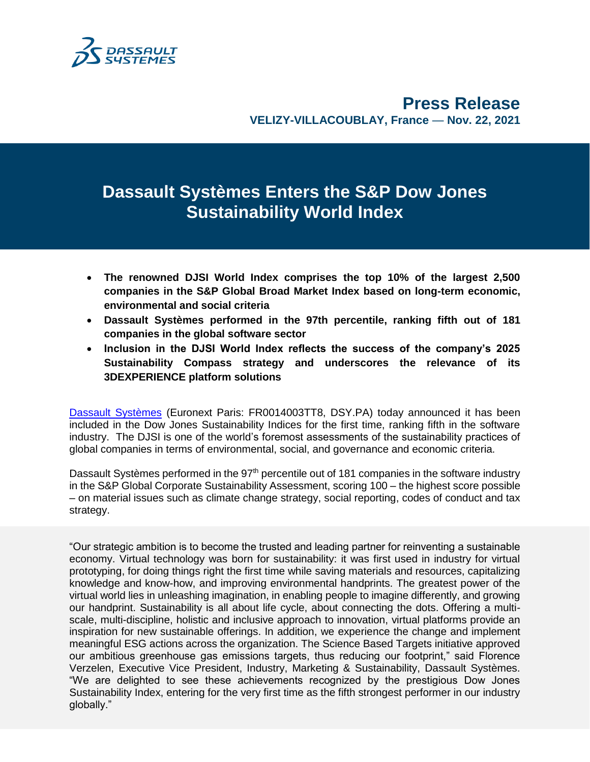# Press Release

**VELIZY-VILLACOUBLAY, France — Nov. 22, 2021**

# Dassault Systèmes Enters the S&P Dow Jones Sustainability World Index

- **The renowned DJSI World Index comprises the top 10% of the largest 2,500 companies in the S&P Global Broad Market Index based on long-term economic, environmental and social criteria**
- **Dassault Systèmes performed in the 97th percentile, ranking fifth out of 181 companies in the global software sector**
- **Inclusion in the DJSI World Index reflects the success of the company's 2025 Sustainability Compass strategy and underscores the relevance of its 3DEXPERIENCE platform solutions**

Dassault Systèmes (Euronext Paris: FR0014003TT8, DSY.PA) today announced it has been included in the Dow Jones Sustainability Indices for the first time, ranking fifth in the software industry. The DJSI is one of the world's foremost assessments of the sustainability practices of global companies in terms of environmental, social, and governance and economic criteria.

Dassault Systèmes performed in the 97th percentile out of 181 companies in the software industry in the S&P Global Corporate Sustainability Assessment, scoring 100 – the highest score possible – on material issues such as climate change strategy, social reporting, codes of conduct and tax strategy.

"Our strategic ambition is to become the trusted and leading partner for reinventing a sustainable economy. Virtual technology was born for sustainability: it was first used in industry for virtual prototyping, for doing things right the first time while saving materials and resources, capitalizing knowledge and know-how, and improving environmental handprints. The greatest power of the virtual world lies in unleashing imagination, in enabling people to imagine differently, and growing our handprint. Sustainability is all about life cycle, about connecting the dots. Offering a multi-scale, multi-discipline, holistic and inclusive approach to innovation, virtual platforms provide an inspiration for new sustainable offerings. In addition, we experience the change and implement meaningful ESG actions across the organization. The Science Based Targets initiative approved our ambitious greenhouse gas emissions targets, thus reducing our footprint," said Florence Verzelen, Executive Vice President, Industry, Marketing & Sustainability, Dassault Systèmes. "We are delighted to see these achievements recognized by the prestigious Dow Jones Sustainability Index, entering for the very first time as the fifth strongest performer in our industry globally."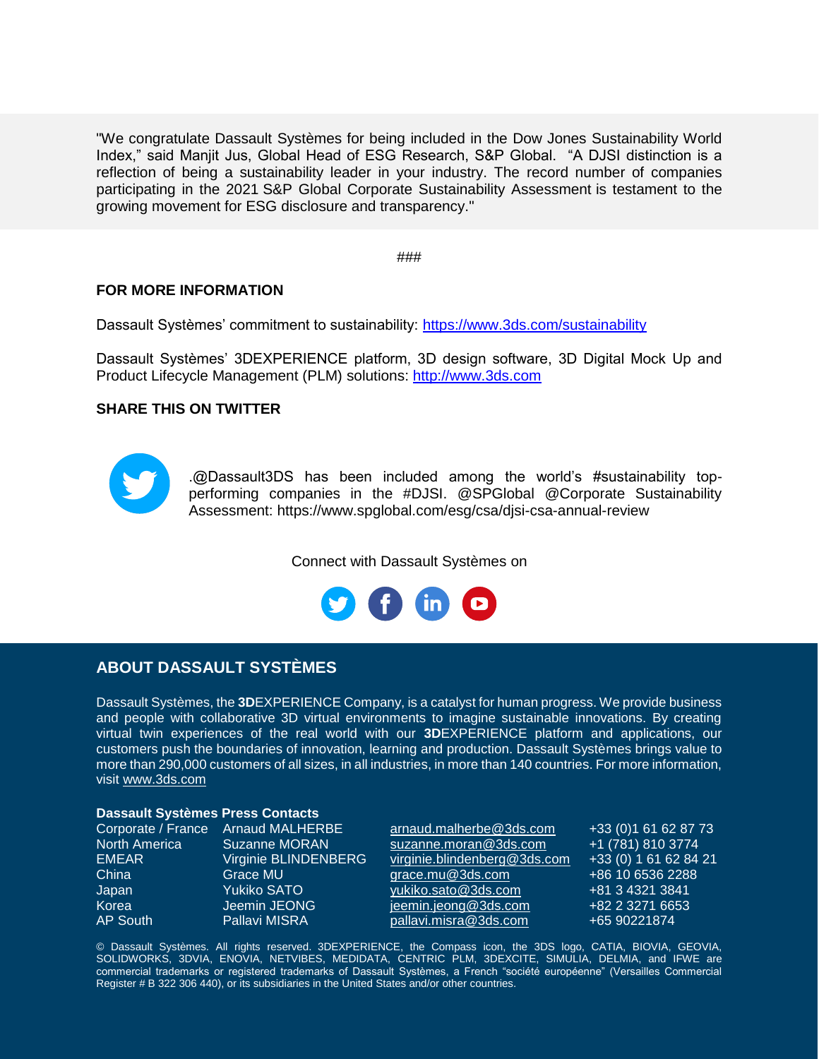"We congratulate Dassault Systèmes for being included in the Dow Jones Sustainability World Index," said Manjit Jus, Global Head of ESG Research, S&P Global. "A DJSI distinction is a reflection of being a sustainability leader in your industry. The record number of companies participating in the 2021 S&P Global Corporate Sustainability Assessment is testament to the growing movement for ESG disclosure and transparency."

###

**FOR MORE INFORMATION**

Dassault Systèmes' commitment to sustainability: https://www.3ds.com/sustainability

Dassault Systèmes' 3DEXPERIENCE platform, 3D design software, 3D Digital Mock Up and Product Lifecycle Management (PLM) solutions: http://www.3ds.com

**SHARE THIS ON TWITTER**

.@Dassault3DS has been included among the world's #sustainability top-performing companies in the #DJSI. @SPGlobal @Corporate Sustainability Assessment: https://www.spglobal.com/esg/csa/djsi-csa-annual-review

Connect with Dassault Systèmes on

## ABOUT DASSAULT SYSTÈMES

Dassault Systèmes, the **3D**EXPERIENCE Company, is a catalyst for human progress. We provide business and people with collaborative 3D virtual environments to imagine sustainable innovations. By creating virtual twin experiences of the real world with our **3D**EXPERIENCE platform and applications, our customers push the boundaries of innovation, learning and production. Dassault Systèmes brings value to more than 290,000 customers of all sizes, in all industries, in more than 140 countries. For more information, visit www.3ds.com

**Dassault Systèmes Press Contacts**

| | | | |
|---|---|---|---|
| Corporate / France | Arnaud MALHERBE | arnaud.malherbe@3ds.com | +33 (0)1 61 62 87 73 |
| North America | Suzanne MORAN | suzanne.moran@3ds.com | +1 (781) 810 3774 |
| EMEAR | Virginie BLINDENBERG | virginie.blindenberg@3ds.com | +33 (0) 1 61 62 84 21 |
| China | Grace MU | grace.mu@3ds.com | +86 10 6536 2288 |
| Japan | Yukiko SATO | yukiko.sato@3ds.com | +81 3 4321 3841 |
| Korea | Jeemin JEONG | jeemin.jeong@3ds.com | +82 2 3271 6653 |
| AP South | Pallavi MISRA | pallavi.misra@3ds.com | +65 90221874 |

© Dassault Systèmes. All rights reserved. 3DEXPERIENCE, the Compass icon, the 3DS logo, CATIA, BIOVIA, GEOVIA, SOLIDWORKS, 3DVIA, ENOVIA, NETVIBES, MEDIDATA, CENTRIC PLM, 3DEXCITE, SIMULIA, DELMIA, and IFWE are commercial trademarks or registered trademarks of Dassault Systèmes, a French "société européenne" (Versailles Commercial Register # B 322 306 440), or its subsidiaries in the United States and/or other countries.